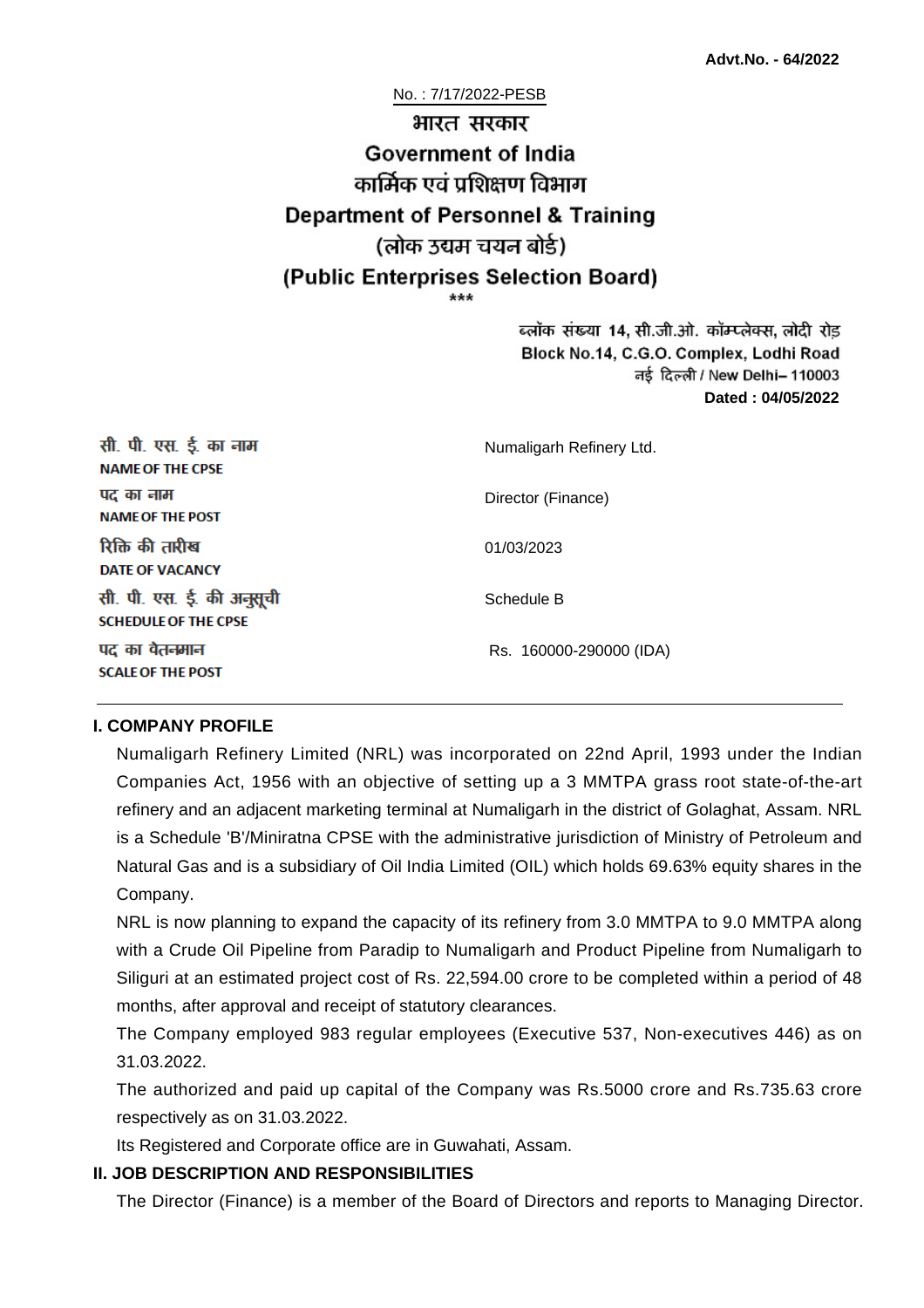**Advt.No. - 64/2022**

No. : 7/17/2022-PESB

# भारत सरकार
# Government of India
## कार्मिक एवं प्रशिक्षण विभाग
## Department of Personnel & Training
## (लोक उद्यम चयन बोर्ड)
## (Public Enterprises Selection Board)

\*\*\*

ब्लॉक संख्या 14, सी.जी.ओ. कॉम्प्लेक्स, लोदी रोड
Block No.14, C.G.O. Complex, Lodhi Road
नई दिल्ली / New Delhi– 110003
**Dated : 04/05/2022**

| | |
|---|---|
| सी. पी. एस. ई. का नाम **NAME OF THE CPSE** | Numaligarh Refinery Ltd. |
| पद का नाम **NAME OF THE POST** | Director (Finance) |
| रिक्ति की तारीख **DATE OF VACANCY** | 01/03/2023 |
| सी. पी. एस. ई. की अनुसूची **SCHEDULE OF THE CPSE** | Schedule B |
| पद का वेतनमान **SCALE OF THE POST** | Rs. 160000-290000 (IDA) |

### I. COMPANY PROFILE

Numaligarh Refinery Limited (NRL) was incorporated on 22nd April, 1993 under the Indian Companies Act, 1956 with an objective of setting up a 3 MMTPA grass root state-of-the-art refinery and an adjacent marketing terminal at Numaligarh in the district of Golaghat, Assam. NRL is a Schedule 'B'/Miniratna CPSE with the administrative jurisdiction of Ministry of Petroleum and Natural Gas and is a subsidiary of Oil India Limited (OIL) which holds 69.63% equity shares in the Company.

NRL is now planning to expand the capacity of its refinery from 3.0 MMTPA to 9.0 MMTPA along with a Crude Oil Pipeline from Paradip to Numaligarh and Product Pipeline from Numaligarh to Siliguri at an estimated project cost of Rs. 22,594.00 crore to be completed within a period of 48 months, after approval and receipt of statutory clearances.

The Company employed 983 regular employees (Executive 537, Non-executives 446) as on 31.03.2022.

The authorized and paid up capital of the Company was Rs.5000 crore and Rs.735.63 crore respectively as on 31.03.2022.

Its Registered and Corporate office are in Guwahati, Assam.

### II. JOB DESCRIPTION AND RESPONSIBILITIES

The Director (Finance) is a member of the Board of Directors and reports to Managing Director.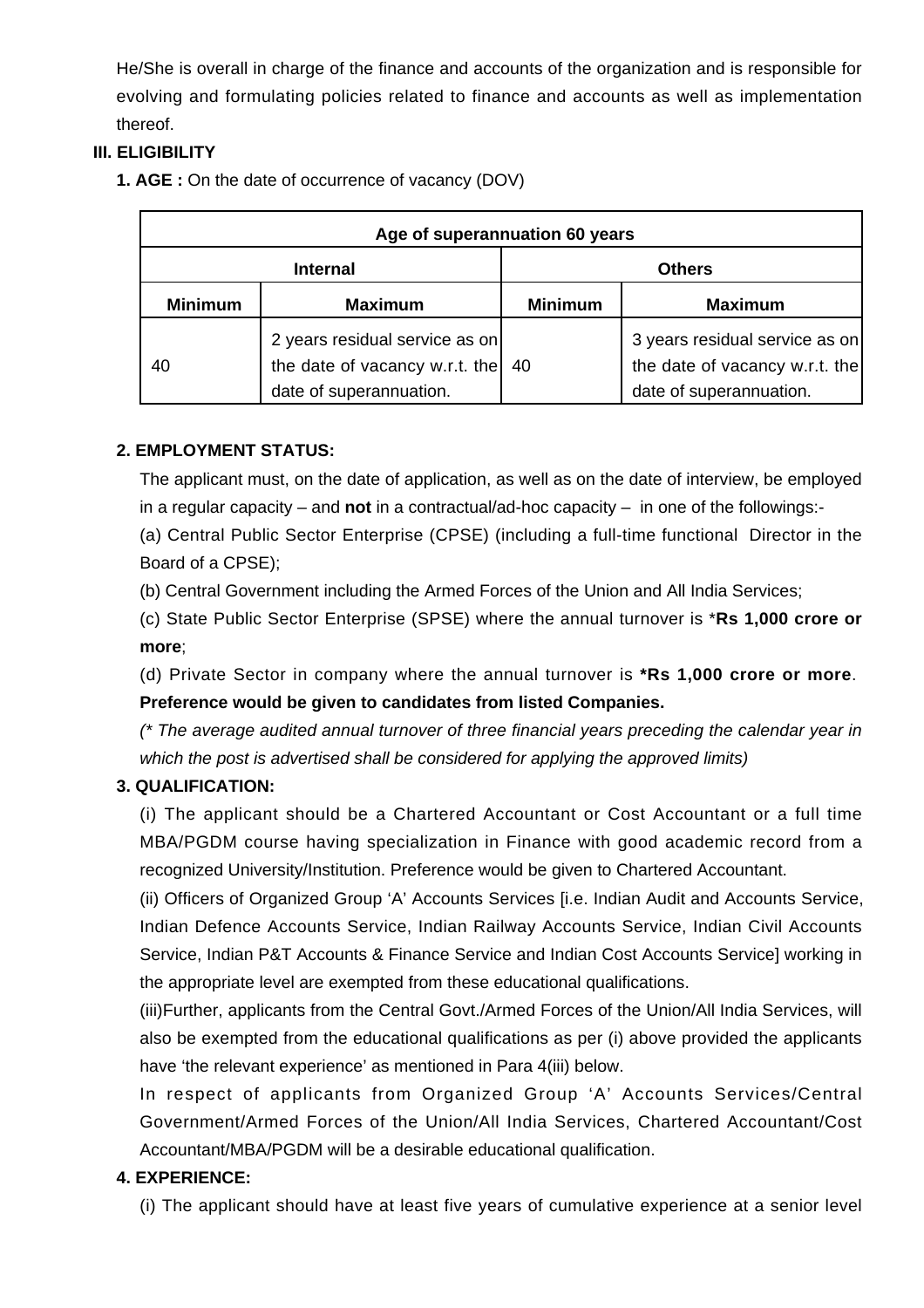He/She is overall in charge of the finance and accounts of the organization and is responsible for evolving and formulating policies related to finance and accounts as well as implementation thereof.

### III. ELIGIBILITY

**1. AGE :** On the date of occurrence of vacancy (DOV)

| Age of superannuation 60 years | | | |
|---|---|---|---|
| **Internal** | | **Others** | |
| **Minimum** | **Maximum** | **Minimum** | **Maximum** |
| 40 | 2 years residual service as on the date of vacancy w.r.t. the date of superannuation. | 40 | 3 years residual service as on the date of vacancy w.r.t. the date of superannuation. |

**2. EMPLOYMENT STATUS:**

The applicant must, on the date of application, as well as on the date of interview, be employed in a regular capacity – and **not** in a contractual/ad-hoc capacity – in one of the followings:-

(a) Central Public Sector Enterprise (CPSE) (including a full-time functional Director in the Board of a CPSE);

(b) Central Government including the Armed Forces of the Union and All India Services;

(c) State Public Sector Enterprise (SPSE) where the annual turnover is *__Rs 1,000 crore or more__;

(d) Private Sector in company where the annual turnover is **\*Rs 1,000 crore or more**. **Preference would be given to candidates from listed Companies.**

*(* The average audited annual turnover of three financial years preceding the calendar year in which the post is advertised shall be considered for applying the approved limits)*

**3. QUALIFICATION:**

(i) The applicant should be a Chartered Accountant or Cost Accountant or a full time MBA/PGDM course having specialization in Finance with good academic record from a recognized University/Institution. Preference would be given to Chartered Accountant.

(ii) Officers of Organized Group 'A' Accounts Services [i.e. Indian Audit and Accounts Service, Indian Defence Accounts Service, Indian Railway Accounts Service, Indian Civil Accounts Service, Indian P&T Accounts & Finance Service and Indian Cost Accounts Service] working in the appropriate level are exempted from these educational qualifications.

(iii)Further, applicants from the Central Govt./Armed Forces of the Union/All India Services, will also be exempted from the educational qualifications as per (i) above provided the applicants have 'the relevant experience' as mentioned in Para 4(iii) below.

In respect of applicants from Organized Group 'A' Accounts Services/Central Government/Armed Forces of the Union/All India Services, Chartered Accountant/Cost Accountant/MBA/PGDM will be a desirable educational qualification.

**4. EXPERIENCE:**

(i) The applicant should have at least five years of cumulative experience at a senior level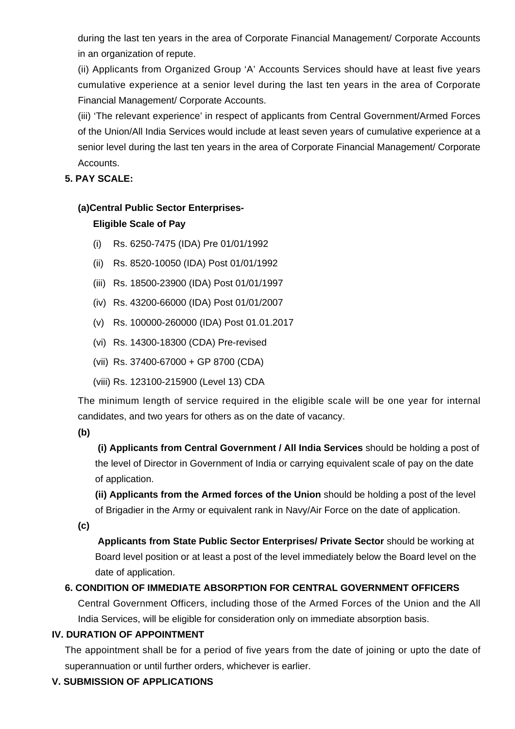during the last ten years in the area of Corporate Financial Management/ Corporate Accounts in an organization of repute.

(ii) Applicants from Organized Group 'A' Accounts Services should have at least five years cumulative experience at a senior level during the last ten years in the area of Corporate Financial Management/ Corporate Accounts.

(iii) 'The relevant experience' in respect of applicants from Central Government/Armed Forces of the Union/All India Services would include at least seven years of cumulative experience at a senior level during the last ten years in the area of Corporate Financial Management/ Corporate Accounts.

**5. PAY SCALE:**

**(a)Central Public Sector Enterprises-**

**Eligible Scale of Pay**

(i) Rs. 6250-7475 (IDA) Pre 01/01/1992

(ii) Rs. 8520-10050 (IDA) Post 01/01/1992

(iii) Rs. 18500-23900 (IDA) Post 01/01/1997

(iv) Rs. 43200-66000 (IDA) Post 01/01/2007

(v) Rs. 100000-260000 (IDA) Post 01.01.2017

(vi) Rs. 14300-18300 (CDA) Pre-revised

(vii) Rs. 37400-67000 + GP 8700 (CDA)

(viii) Rs. 123100-215900 (Level 13) CDA

The minimum length of service required in the eligible scale will be one year for internal candidates, and two years for others as on the date of vacancy.

**(b)**

**(i) Applicants from Central Government / All India Services** should be holding a post of the level of Director in Government of India or carrying equivalent scale of pay on the date of application.

**(ii) Applicants from the Armed forces of the Union** should be holding a post of the level of Brigadier in the Army or equivalent rank in Navy/Air Force on the date of application.

**(c)**

**Applicants from State Public Sector Enterprises/ Private Sector** should be working at Board level position or at least a post of the level immediately below the Board level on the date of application.

**6. CONDITION OF IMMEDIATE ABSORPTION FOR CENTRAL GOVERNMENT OFFICERS**

Central Government Officers, including those of the Armed Forces of the Union and the All India Services, will be eligible for consideration only on immediate absorption basis.

**IV. DURATION OF APPOINTMENT**

The appointment shall be for a period of five years from the date of joining or upto the date of superannuation or until further orders, whichever is earlier.

**V. SUBMISSION OF APPLICATIONS**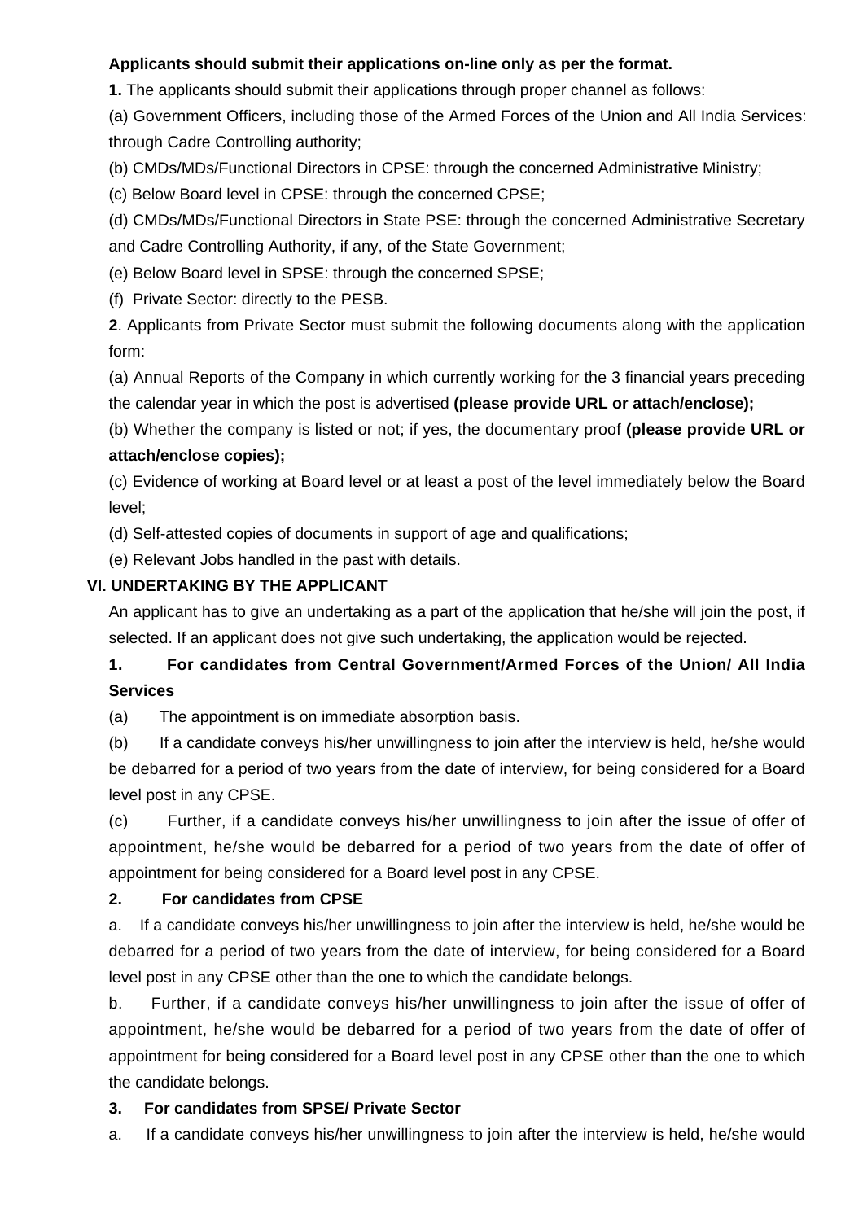**Applicants should submit their applications on-line only as per the format.**

**1.** The applicants should submit their applications through proper channel as follows:

(a) Government Officers, including those of the Armed Forces of the Union and All India Services: through Cadre Controlling authority;

(b) CMDs/MDs/Functional Directors in CPSE: through the concerned Administrative Ministry;

(c) Below Board level in CPSE: through the concerned CPSE;

(d) CMDs/MDs/Functional Directors in State PSE: through the concerned Administrative Secretary and Cadre Controlling Authority, if any, of the State Government;

(e) Below Board level in SPSE: through the concerned SPSE;

(f) Private Sector: directly to the PESB.

**2**. Applicants from Private Sector must submit the following documents along with the application form:

(a) Annual Reports of the Company in which currently working for the 3 financial years preceding the calendar year in which the post is advertised **(please provide URL or attach/enclose);**

(b) Whether the company is listed or not; if yes, the documentary proof **(please provide URL or attach/enclose copies);**

(c) Evidence of working at Board level or at least a post of the level immediately below the Board level;

(d) Self-attested copies of documents in support of age and qualifications;

(e) Relevant Jobs handled in the past with details.

## VI. UNDERTAKING BY THE APPLICANT

An applicant has to give an undertaking as a part of the application that he/she will join the post, if selected. If an applicant does not give such undertaking, the application would be rejected.

**1. For candidates from Central Government/Armed Forces of the Union/ All India Services**

(a) The appointment is on immediate absorption basis.

(b) If a candidate conveys his/her unwillingness to join after the interview is held, he/she would be debarred for a period of two years from the date of interview, for being considered for a Board level post in any CPSE.

(c) Further, if a candidate conveys his/her unwillingness to join after the issue of offer of appointment, he/she would be debarred for a period of two years from the date of offer of appointment for being considered for a Board level post in any CPSE.

**2. For candidates from CPSE**

a. If a candidate conveys his/her unwillingness to join after the interview is held, he/she would be debarred for a period of two years from the date of interview, for being considered for a Board level post in any CPSE other than the one to which the candidate belongs.

b. Further, if a candidate conveys his/her unwillingness to join after the issue of offer of appointment, he/she would be debarred for a period of two years from the date of offer of appointment for being considered for a Board level post in any CPSE other than the one to which the candidate belongs.

**3. For candidates from SPSE/ Private Sector**

a. If a candidate conveys his/her unwillingness to join after the interview is held, he/she would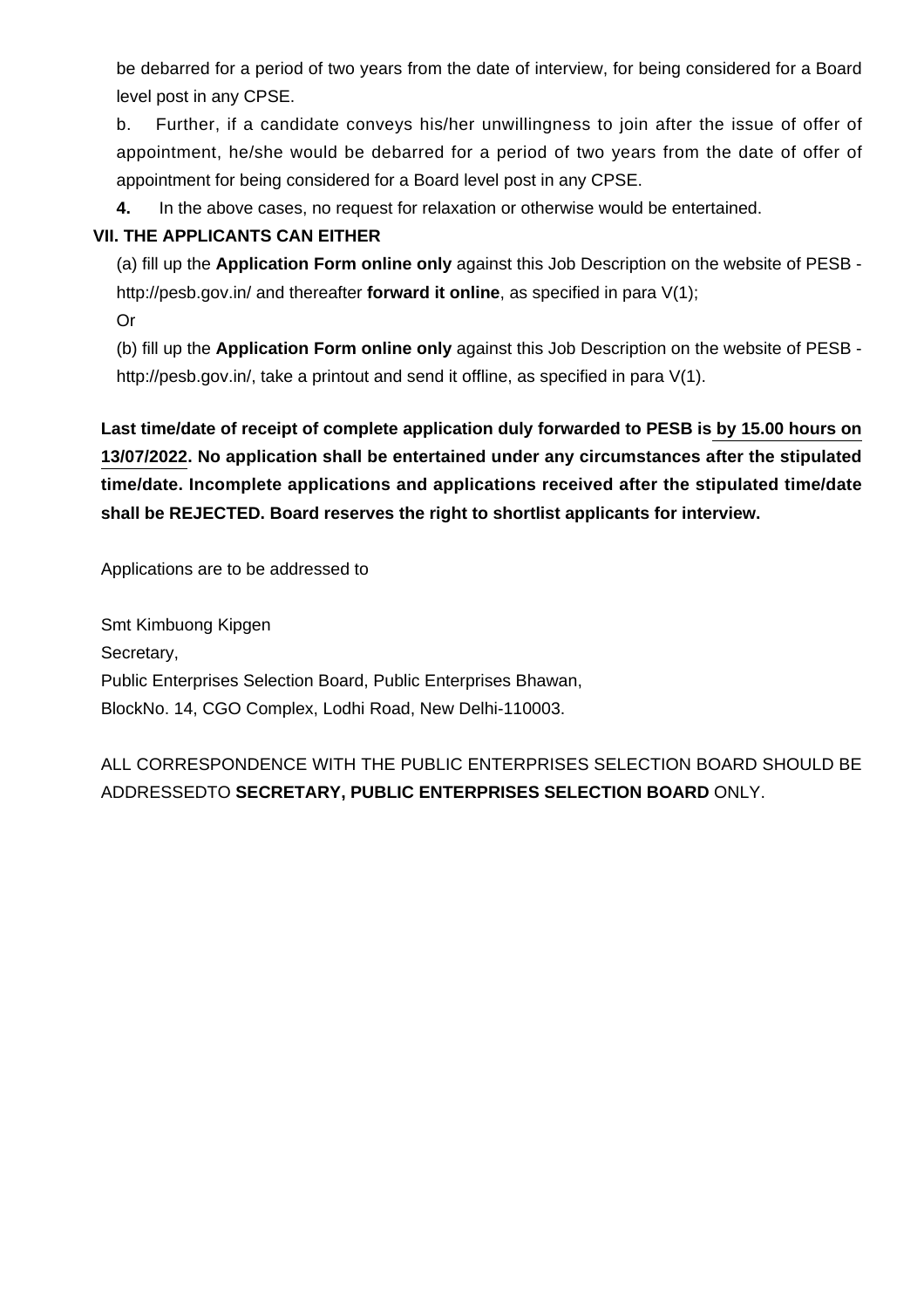be debarred for a period of two years from the date of interview, for being considered for a Board level post in any CPSE.

b. Further, if a candidate conveys his/her unwillingness to join after the issue of offer of appointment, he/she would be debarred for a period of two years from the date of offer of appointment for being considered for a Board level post in any CPSE.

**4.** In the above cases, no request for relaxation or otherwise would be entertained.

**VII. THE APPLICANTS CAN EITHER**

(a) fill up the **Application Form online only** against this Job Description on the website of PESB - http://pesb.gov.in/ and thereafter **forward it online**, as specified in para V(1);

Or

(b) fill up the **Application Form online only** against this Job Description on the website of PESB - http://pesb.gov.in/, take a printout and send it offline, as specified in para V(1).

**Last time/date of receipt of complete application duly forwarded to PESB is by 15.00 hours on 13/07/2022. No application shall be entertained under any circumstances after the stipulated time/date. Incomplete applications and applications received after the stipulated time/date shall be REJECTED. Board reserves the right to shortlist applicants for interview.**

Applications are to be addressed to

Smt Kimbuong Kipgen
Secretary,
Public Enterprises Selection Board, Public Enterprises Bhawan,
BlockNo. 14, CGO Complex, Lodhi Road, New Delhi-110003.

ALL CORRESPONDENCE WITH THE PUBLIC ENTERPRISES SELECTION BOARD SHOULD BE ADDRESSEDTO **SECRETARY, PUBLIC ENTERPRISES SELECTION BOARD** ONLY.